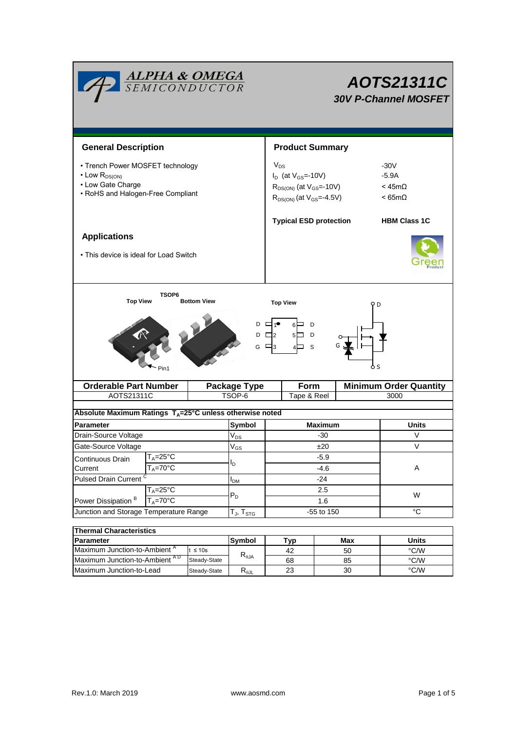# AOTS21311C

*30V P-Channel MOSFET*

## General Description

- Trench Power MOSFET technology
- Low $R_{DS(ON)}$
- Low Gate Charge
- RoHS and Halogen-Free Compliant

## Product Summary

| | |
|---|---|
| $V_{DS}$ | -30V |
| $I_D$ (at $V_{GS}$=-10V) | -5.9A |
| $R_{DS(ON)}$ (at $V_{GS}$=-10V) | < 45mΩ |
| $R_{DS(ON)}$ (at $V_{GS}$=-4.5V) | < 65mΩ |

**Typical ESD protection** **HBM Class 1C**

## Applications

- This device is ideal for Load Switch

TSOP6

Top View Bottom View

Top View

| | | | |
|---|---|---|---|
| D | 1 | 6 | D |
| D | 2 | 5 | D |
| G | 3 | 4 | S |

| Orderable Part Number | Package Type | Form | Minimum Order Quantity |
|---|---|---|---|
| AOTS21311C | TSOP-6 | Tape & Reel | 3000 |

**Absolute Maximum Ratings $T_A$=25°C unless otherwise noted**

| Parameter | | Symbol | Maximum | Units |
|---|---|---|---|---|
| Drain-Source Voltage | | $V_{DS}$ | -30 | V |
| Gate-Source Voltage | | $V_{GS}$ | ±20 | V |
| Continuous Drain Current | $T_A$=25°C | $I_D$ | -5.9 | A |
| | $T_A$=70°C | | -4.6 | |
| Pulsed Drain Current [C] | | $I_{DM}$ | -24 | |
| Power Dissipation [B] | $T_A$=25°C | $P_D$ | 2.5 | W |
| | $T_A$=70°C | | 1.6 | |
| Junction and Storage Temperature Range | | $T_J$, $T_{STG}$ | -55 to 150 | °C |

**Thermal Characteristics**

| Parameter | | Symbol | Typ | Max | Units |
|---|---|---|---|---|---|
| Maximum Junction-to-Ambient [A] | t ≤ 10s | $R_{\theta JA}$ | 42 | 50 | °C/W |
| Maximum Junction-to-Ambient [A D] | Steady-State | | 68 | 85 | °C/W |
| Maximum Junction-to-Lead | Steady-State | $R_{\theta JL}$ | 23 | 30 | °C/W |

Rev.1.0: March 2019 www.aosmd.com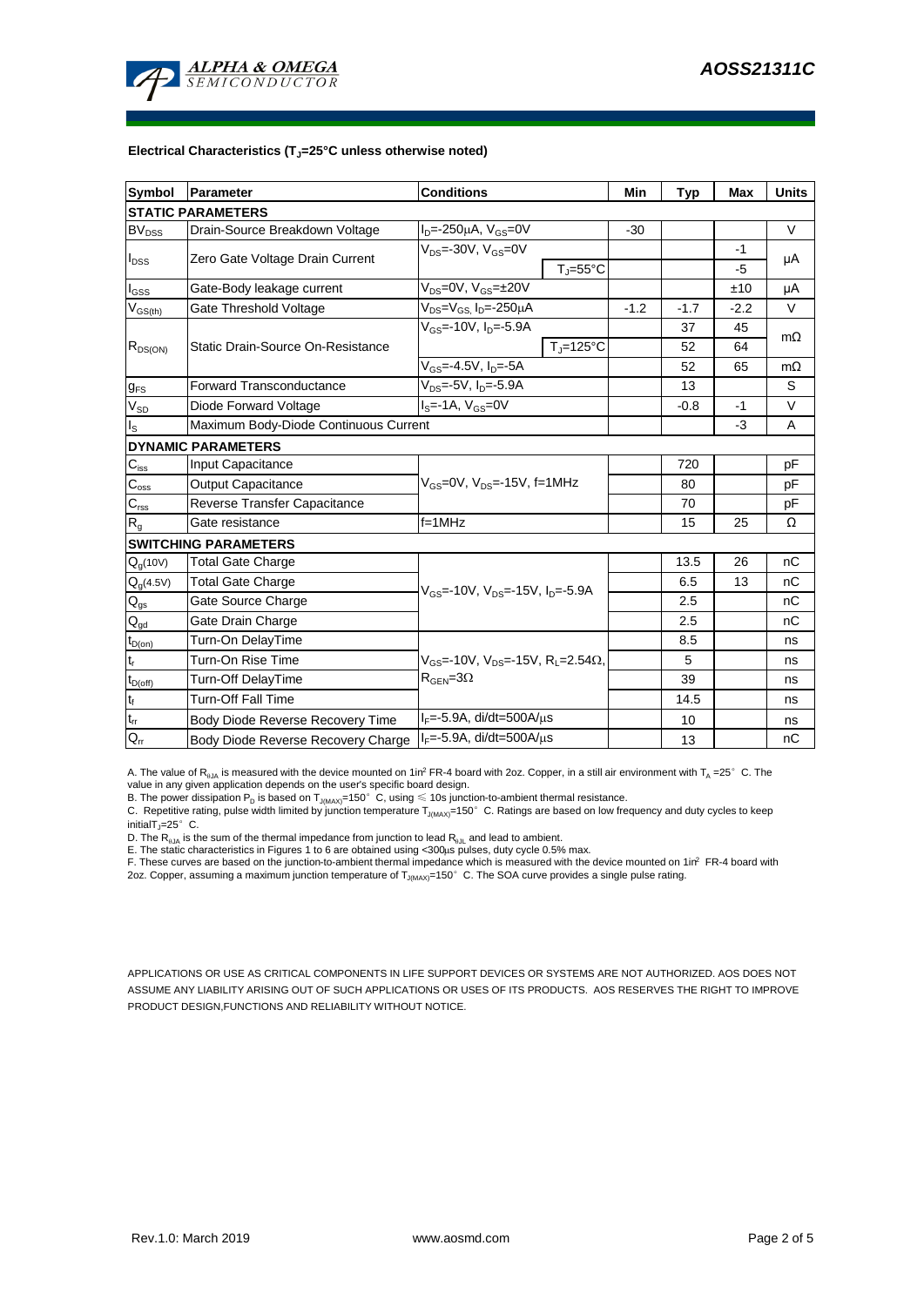**Electrical Characteristics ($T_J$=25°C unless otherwise noted)**

| Symbol | Parameter | Conditions | | Min | Typ | Max | Units |
|---|---|---|---|---|---|---|---|
| **STATIC PARAMETERS** | | | | | | | |
| $BV_{DSS}$ | Drain-Source Breakdown Voltage | $I_D$=-250µA, $V_{GS}$=0V | | -30 | | | V |
| $I_{DSS}$ | Zero Gate Voltage Drain Current | $V_{DS}$=-30V, $V_{GS}$=0V | | | | -1 | µA |
| | | | $T_J$=55°C | | | -5 | |
| $I_{GSS}$ | Gate-Body leakage current | $V_{DS}$=0V, $V_{GS}$=±20V | | | | ±10 | µA |
| $V_{GS(th)}$ | Gate Threshold Voltage | $V_{DS}$=$V_{GS}$, $I_D$=-250µA | | -1.2 | -1.7 | -2.2 | V |
| $R_{DS(ON)}$ | Static Drain-Source On-Resistance | $V_{GS}$=-10V, $I_D$=-5.9A | | | 37 | 45 | mΩ |
| | | | $T_J$=125°C | | 52 | 64 | |
| | | $V_{GS}$=-4.5V, $I_D$=-5A | | | 52 | 65 | mΩ |
| $g_{FS}$ | Forward Transconductance | $V_{DS}$=-5V, $I_D$=-5.9A | | | 13 | | S |
| $V_{SD}$ | Diode Forward Voltage | $I_S$=-1A, $V_{GS}$=0V | | | -0.8 | -1 | V |
| $I_S$ | Maximum Body-Diode Continuous Current | | | | | -3 | A |
| **DYNAMIC PARAMETERS** | | | | | | | |
| $C_{iss}$ | Input Capacitance | $V_{GS}$=0V, $V_{DS}$=-15V, f=1MHz | | | 720 | | pF |
| $C_{oss}$ | Output Capacitance | | | | 80 | | pF |
| $C_{rss}$ | Reverse Transfer Capacitance | | | | 70 | | pF |
| $R_g$ | Gate resistance | f=1MHz | | | 15 | 25 | Ω |
| **SWITCHING PARAMETERS** | | | | | | | |
| $Q_g$(10V) | Total Gate Charge | $V_{GS}$=-10V, $V_{DS}$=-15V, $I_D$=-5.9A | | | 13.5 | 26 | nC |
| $Q_g$(4.5V) | Total Gate Charge | | | | 6.5 | 13 | nC |
| $Q_{gs}$ | Gate Source Charge | | | | 2.5 | | nC |
| $Q_{gd}$ | Gate Drain Charge | | | | 2.5 | | nC |
| $t_{D(on)}$ | Turn-On DelayTime | $V_{GS}$=-10V, $V_{DS}$=-15V, $R_L$=2.54Ω, $R_{GEN}$=3Ω | | | 8.5 | | ns |
| $t_r$ | Turn-On Rise Time | | | | 5 | | ns |
| $t_{D(off)}$ | Turn-Off DelayTime | | | | 39 | | ns |
| $t_f$ | Turn-Off Fall Time | | | | 14.5 | | ns |
| $t_{rr}$ | Body Diode Reverse Recovery Time | $I_F$=-5.9A, di/dt=500A/µs | | | 10 | | ns |
| $Q_{rr}$ | Body Diode Reverse Recovery Charge | $I_F$=-5.9A, di/dt=500A/µs | | | 13 | | nC |

A. The value of $R_{\theta JA}$ is measured with the device mounted on 1in² FR-4 board with 2oz. Copper, in a still air environment with $T_A$ =25° C. The value in any given application depends on the user's specific board design.

B. The power dissipation $P_D$ is based on $T_{J(MAX)}$=150° C, using ≤ 10s junction-to-ambient thermal resistance.

C. Repetitive rating, pulse width limited by junction temperature $T_{J(MAX)}$=150° C. Ratings are based on low frequency and duty cycles to keep initial$T_J$=25° C.

D. The $R_{\theta JA}$ is the sum of the thermal impedance from junction to lead $R_{\theta JL}$ and lead to ambient.

E. The static characteristics in Figures 1 to 6 are obtained using <300µs pulses, duty cycle 0.5% max.

F. These curves are based on the junction-to-ambient thermal impedance which is measured with the device mounted on 1in² FR-4 board with 2oz. Copper, assuming a maximum junction temperature of $T_{J(MAX)}$=150° C. The SOA curve provides a single pulse rating.

APPLICATIONS OR USE AS CRITICAL COMPONENTS IN LIFE SUPPORT DEVICES OR SYSTEMS ARE NOT AUTHORIZED. AOS DOES NOT ASSUME ANY LIABILITY ARISING OUT OF SUCH APPLICATIONS OR USES OF ITS PRODUCTS. AOS RESERVES THE RIGHT TO IMPROVE PRODUCT DESIGN,FUNCTIONS AND RELIABILITY WITHOUT NOTICE.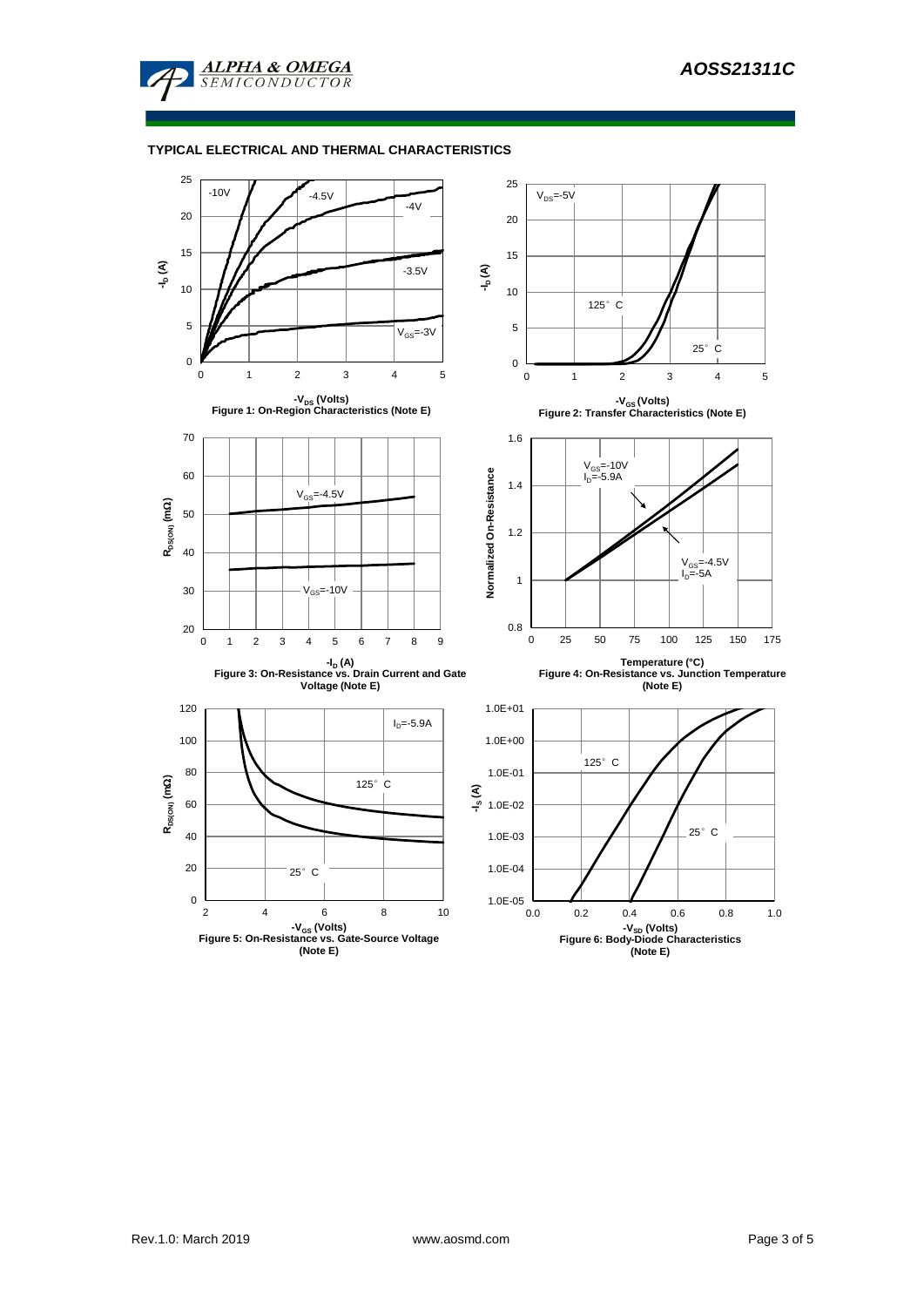## TYPICAL ELECTRICAL AND THERMAL CHARACTERISTICS

Figure 1: On-Region Characteristics (Note E)

Figure 2: Transfer Characteristics (Note E)

Figure 3: On-Resistance vs. Drain Current and Gate Voltage (Note E)

Figure 4: On-Resistance vs. Junction Temperature (Note E)

Figure 5: On-Resistance vs. Gate-Source Voltage (Note E)

Figure 6: Body-Diode Characteristics (Note E)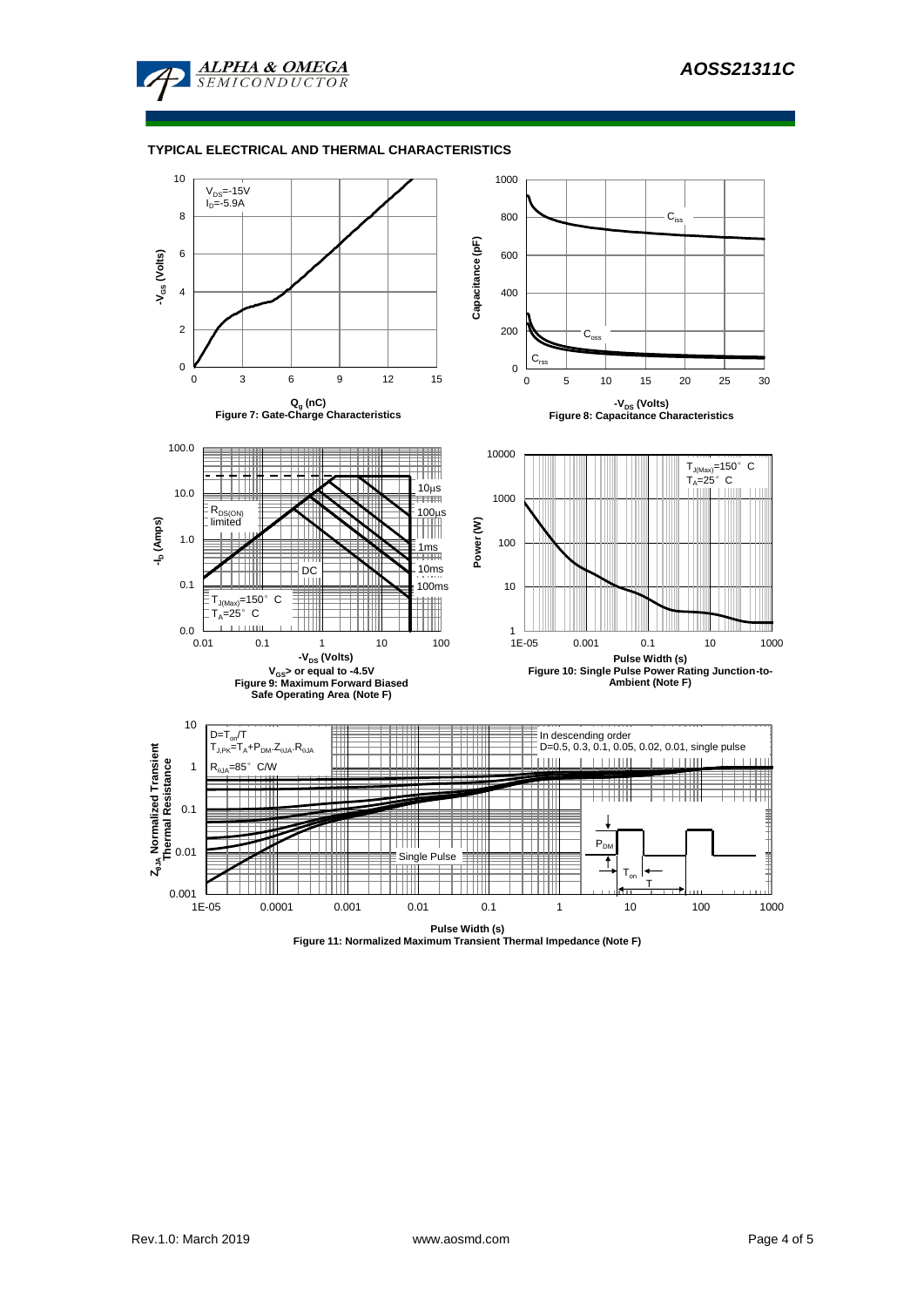## TYPICAL ELECTRICAL AND THERMAL CHARACTERISTICS

$V_{DS}$=-15V
$I_D$=-5.9A

$Q_g$ (nC)

Figure 7: Gate-Charge Characteristics

$C_{iss}$
$C_{oss}$
$C_{rss}$

$-V_{DS}$ (Volts)

Figure 8: Capacitance Characteristics

$R_{DS(ON)}$ limited
DC
10μs
100μs
1ms
10ms
100ms
$T_{J(Max)}$=150° C
$T_A$=25° C

$-V_{DS}$ (Volts)

$V_{GS}$> or equal to -4.5V

Figure 9: Maximum Forward Biased Safe Operating Area (Note F)

$T_{J(Max)}$=150° C
$T_A$=25° C

Pulse Width (s)

Figure 10: Single Pulse Power Rating Junction-to-Ambient (Note F)

$D=T_{on}/T$
$T_{J,PK}=T_A+P_{DM}.Z_{\theta JA}.R_{\theta JA}$
$R_{\theta JA}$=85° C/W

In descending order
D=0.5, 0.3, 0.1, 0.05, 0.02, 0.01, single pulse

Single Pulse

$P_{DM}$
$T_{on}$
T

Pulse Width (s)

Figure 11: Normalized Maximum Transient Thermal Impedance (Note F)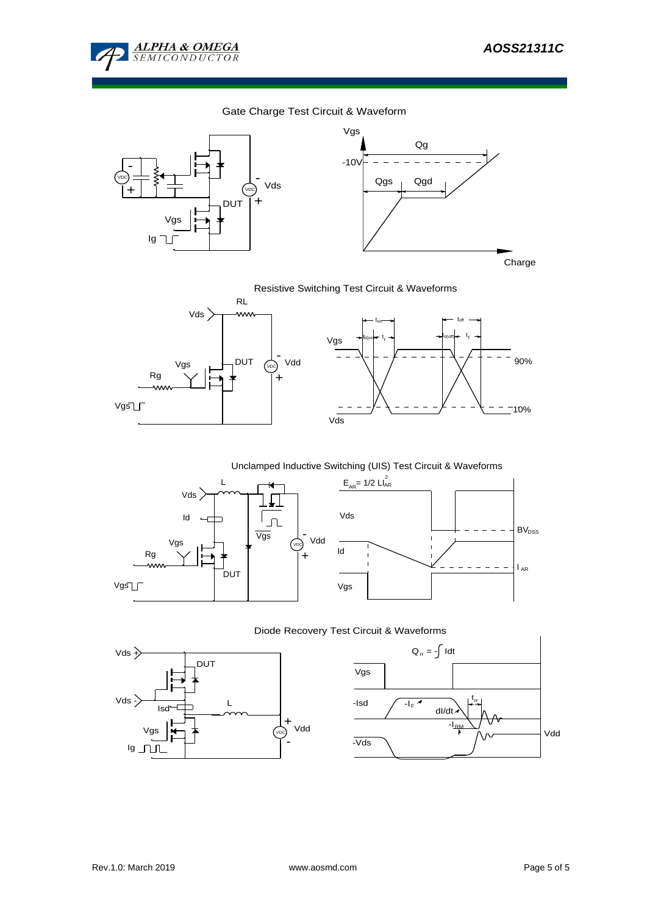## Gate Charge Test Circuit & Waveform

VDC
-
+
Vds
VDC
-
+
DUT
Vgs
Ig

Vgs
Qg
-10V
Qgs
Qgd
Charge

## Resistive Switching Test Circuit & Waveforms

RL
Vds
Vgs
DUT
VDC
Vdd
-
+
Rg
Vgs

$t_{on}$
$t_{off}$
$t_{d(on)}$
$t_r$
$t_{d(off)}$
$t_f$
Vgs
90%
10%
Vds

## Unclamped Inductive Switching (UIS) Test Circuit & Waveforms

L
Vds
Id
Vgs
Rg
Vgs
DUT
Vgs
VDC
Vdd
-
+

$E_{AR} = 1/2\ LI_{AR}^2$
Vds
$BV_{DSS}$
Id
$I_{AR}$
Vgs

## Diode Recovery Test Circuit & Waveforms

Vds +
DUT
Vds -
Isd
L
Vgs
Ig
VDC
Vdd
+
-

$Q_{rr} = -\int Idt$
Vgs
-Isd
$-I_F$
dI/dt
$t_{rr}$
$-I_{RM}$
-Vds
Vdd

Rev.1.0: March 2019
www.aosmd.com